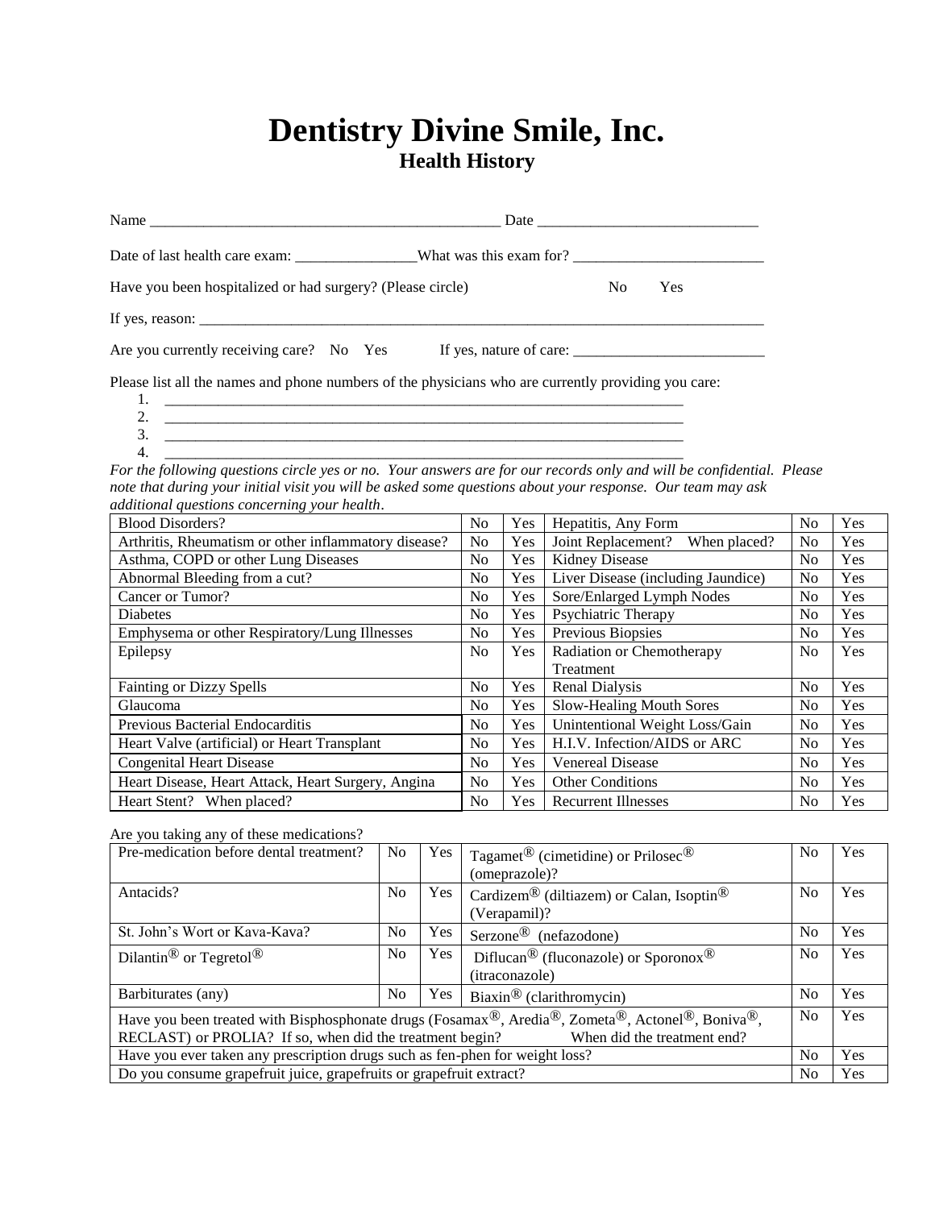# Dentistry Divine Smile, Inc.

## Health History

Name _______________________________________________ Date _____________________________

Date of last health care exam: ________________What was this exam for? _________________________

Have you been hospitalized or had surgery? (Please circle) No Yes

If yes, reason: ______________________________________________________________________________

Are you currently receiving care? No Yes If yes, nature of care: _________________________

Please list all the names and phone numbers of the physicians who are currently providing you care:

1. ________________________________________________________________________
2. ________________________________________________________________________
3. ________________________________________________________________________
4. ________________________________________________________________________

*For the following questions circle yes or no. Your answers are for our records only and will be confidential. Please note that during your initial visit you will be asked some questions about your response. Our team may ask additional questions concerning your health*.

| | | | | | |
|---|---|---|---|---|---|
| Blood Disorders? | No | Yes | Hepatitis, Any Form | No | Yes |
| Arthritis, Rheumatism or other inflammatory disease? | No | Yes | Joint Replacement? When placed? | No | Yes |
| Asthma, COPD or other Lung Diseases | No | Yes | Kidney Disease | No | Yes |
| Abnormal Bleeding from a cut? | No | Yes | Liver Disease (including Jaundice) | No | Yes |
| Cancer or Tumor? | No | Yes | Sore/Enlarged Lymph Nodes | No | Yes |
| Diabetes | No | Yes | Psychiatric Therapy | No | Yes |
| Emphysema or other Respiratory/Lung Illnesses | No | Yes | Previous Biopsies | No | Yes |
| Epilepsy | No | Yes | Radiation or Chemotherapy Treatment | No | Yes |
| Fainting or Dizzy Spells | No | Yes | Renal Dialysis | No | Yes |
| Glaucoma | No | Yes | Slow-Healing Mouth Sores | No | Yes |
| Previous Bacterial Endocarditis | No | Yes | Unintentional Weight Loss/Gain | No | Yes |
| Heart Valve (artificial) or Heart Transplant | No | Yes | H.I.V. Infection/AIDS or ARC | No | Yes |
| Congenital Heart Disease | No | Yes | Venereal Disease | No | Yes |
| Heart Disease, Heart Attack, Heart Surgery, Angina | No | Yes | Other Conditions | No | Yes |
| Heart Stent? When placed? | No | Yes | Recurrent Illnesses | No | Yes |

Are you taking any of these medications?

| | | | | | |
|---|---|---|---|---|---|
| Pre-medication before dental treatment? | No | Yes | Tagamet® (cimetidine) or Prilosec® (omeprazole)? | No | Yes |
| Antacids? | No | Yes | Cardizem® (diltiazem) or Calan, Isoptin® (Verapamil)? | No | Yes |
| St. John's Wort or Kava-Kava? | No | Yes | Serzone® (nefazodone) | No | Yes |
| Dilantin® or Tegretol® | No | Yes | Diflucan® (fluconazole) or Sporonox® (itraconazole) | No | Yes |
| Barbiturates (any) | No | Yes | Biaxin® (clarithromycin) | No | Yes |
| Have you been treated with Bisphosphonate drugs (Fosamax®, Aredia®, Zometa®, Actonel®, Boniva®, RECLAST) or PROLIA? If so, when did the treatment begin? When did the treatment end? | | | | No | Yes |
| Have you ever taken any prescription drugs such as fen-phen for weight loss? | | | | No | Yes |
| Do you consume grapefruit juice, grapefruits or grapefruit extract? | | | | No | Yes |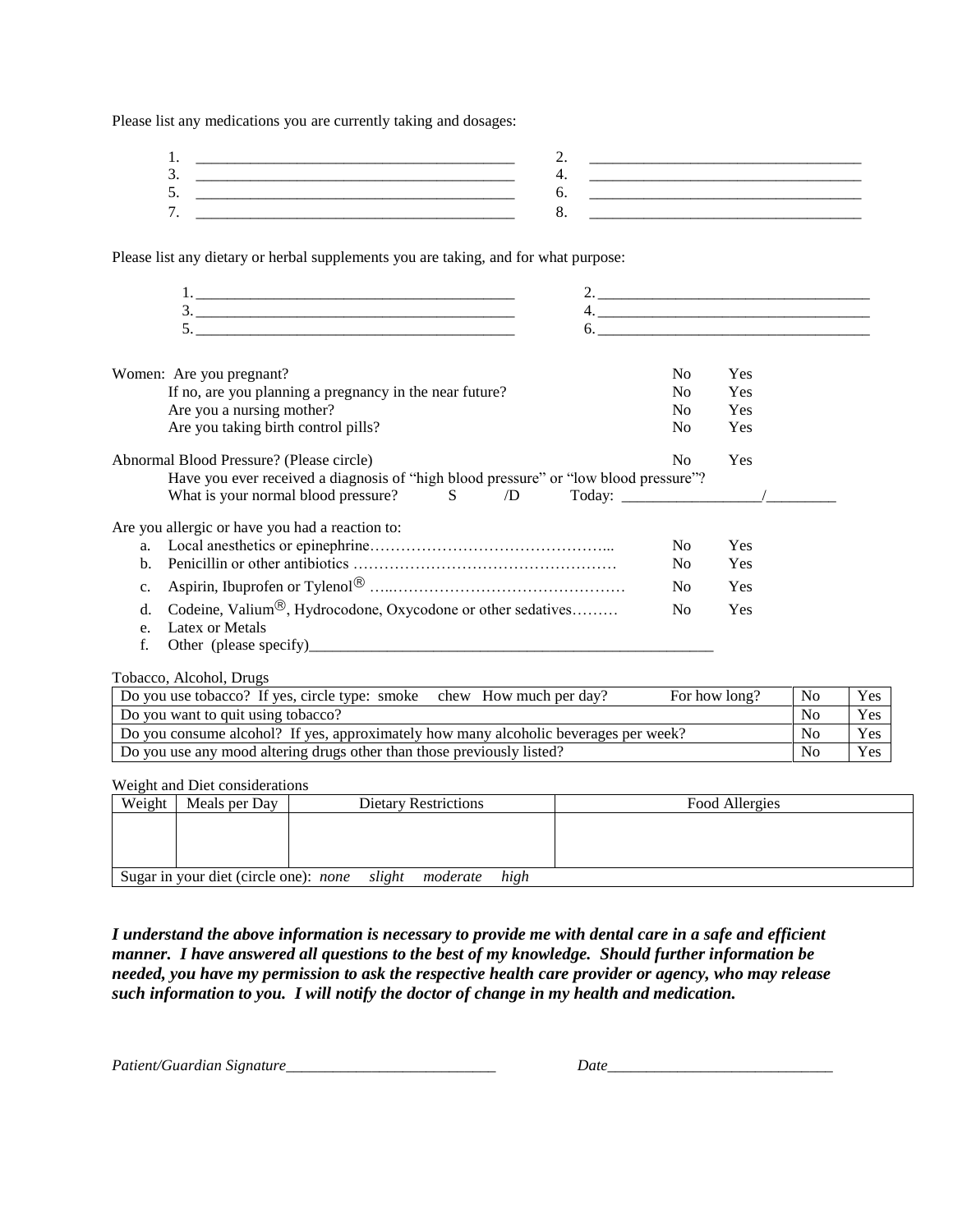Please list any medications you are currently taking and dosages:

1. ________________________________________  2. ___________________________________
3. ________________________________________  4. ___________________________________
5. ________________________________________  6. ___________________________________
7. ________________________________________  8. ___________________________________

Please list any dietary or herbal supplements you are taking, and for what purpose:

1. ________________________________________  2. ___________________________________
3. ________________________________________  4. ___________________________________
5. ________________________________________  6. ___________________________________

Women: Are you pregnant? No Yes
If no, are you planning a pregnancy in the near future? No Yes
Are you a nursing mother? No Yes
Are you taking birth control pills? No Yes

Abnormal Blood Pressure? (Please circle) No Yes
Have you ever received a diagnosis of "high blood pressure" or "low blood pressure"?
What is your normal blood pressure? S /D Today: _________________/_________

Are you allergic or have you had a reaction to:

a. Local anesthetics or epinephrine……………………………………….. No Yes
b. Penicillin or other antibiotics …………………………………………… No Yes
c. Aspirin, Ibuprofen or Tylenol® …..……………………………………… No Yes
d. Codeine, Valium®, Hydrocodone, Oxycodone or other sedatives……… No Yes
e. Latex or Metals
f. Other (please specify)_____________________________________________________

Tobacco, Alcohol, Drugs

| | | |
|---|---|---|
| Do you use tobacco? If yes, circle type: smoke chew How much per day? For how long? | No | Yes |
| Do you want to quit using tobacco? | No | Yes |
| Do you consume alcohol? If yes, approximately how many alcoholic beverages per week? | No | Yes |
| Do you use any mood altering drugs other than those previously listed? | No | Yes |

Weight and Diet considerations

| Weight | Meals per Day | Dietary Restrictions | Food Allergies |
|---|---|---|---|
| | | | |
| Sugar in your diet (circle one): *none slight moderate high* | | | |

***I understand the above information is necessary to provide me with dental care in a safe and efficient manner. I have answered all questions to the best of my knowledge. Should further information be needed, you have my permission to ask the respective health care provider or agency, who may release such information to you. I will notify the doctor of change in my health and medication.***

*Patient/Guardian Signature*___________________________ *Date*_____________________________